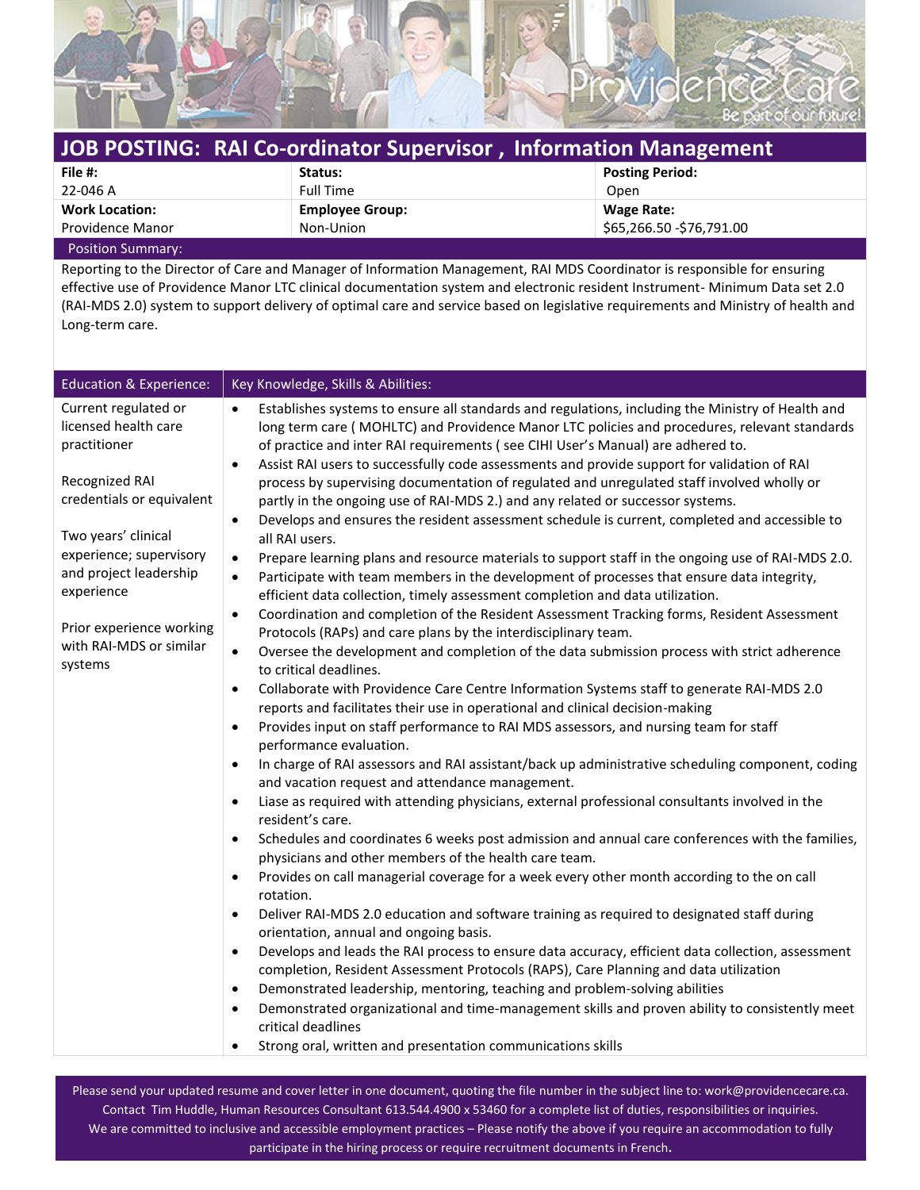# JOB POSTING: RAI Co-ordinator Supervisor , Information Management

| File #: | Status: | Posting Period: |
| --- | --- | --- |
| 22-046 A | Full Time | Open |
| **Work Location:** | **Employee Group:** | **Wage Rate:** |
| Providence Manor | Non-Union | $65,266.50 -$76,791.00 |

## Position Summary:

Reporting to the Director of Care and Manager of Information Management, RAI MDS Coordinator is responsible for ensuring effective use of Providence Manor LTC clinical documentation system and electronic resident Instrument- Minimum Data set 2.0 (RAI-MDS 2.0) system to support delivery of optimal care and service based on legislative requirements and Ministry of health and Long-term care.

## Education & Experience:

Current regulated or licensed health care practitioner

Recognized RAI credentials or equivalent

Two years' clinical experience; supervisory and project leadership experience

Prior experience working with RAI-MDS or similar systems

## Key Knowledge, Skills & Abilities:

- Establishes systems to ensure all standards and regulations, including the Ministry of Health and long term care ( MOHLTC) and Providence Manor LTC policies and procedures, relevant standards of practice and inter RAI requirements ( see CIHI User's Manual) are adhered to.
- Assist RAI users to successfully code assessments and provide support for validation of RAI process by supervising documentation of regulated and unregulated staff involved wholly or partly in the ongoing use of RAI-MDS 2.) and any related or successor systems.
- Develops and ensures the resident assessment schedule is current, completed and accessible to all RAI users.
- Prepare learning plans and resource materials to support staff in the ongoing use of RAI-MDS 2.0.
- Participate with team members in the development of processes that ensure data integrity, efficient data collection, timely assessment completion and data utilization.
- Coordination and completion of the Resident Assessment Tracking forms, Resident Assessment Protocols (RAPs) and care plans by the interdisciplinary team.
- Oversee the development and completion of the data submission process with strict adherence to critical deadlines.
- Collaborate with Providence Care Centre Information Systems staff to generate RAI-MDS 2.0 reports and facilitates their use in operational and clinical decision-making
- Provides input on staff performance to RAI MDS assessors, and nursing team for staff performance evaluation.
- In charge of RAI assessors and RAI assistant/back up administrative scheduling component, coding and vacation request and attendance management.
- Liase as required with attending physicians, external professional consultants involved in the resident's care.
- Schedules and coordinates 6 weeks post admission and annual care conferences with the families, physicians and other members of the health care team.
- Provides on call managerial coverage for a week every other month according to the on call rotation.
- Deliver RAI-MDS 2.0 education and software training as required to designated staff during orientation, annual and ongoing basis.
- Develops and leads the RAI process to ensure data accuracy, efficient data collection, assessment completion, Resident Assessment Protocols (RAPS), Care Planning and data utilization
- Demonstrated leadership, mentoring, teaching and problem-solving abilities
- Demonstrated organizational and time-management skills and proven ability to consistently meet critical deadlines
- Strong oral, written and presentation communications skills

Please send your updated resume and cover letter in one document, quoting the file number in the subject line to: work@providencecare.ca.
Contact Tim Huddle, Human Resources Consultant 613.544.4900 x 53460 for a complete list of duties, responsibilities or inquiries.
We are committed to inclusive and accessible employment practices – Please notify the above if you require an accommodation to fully participate in the hiring process or require recruitment documents in French.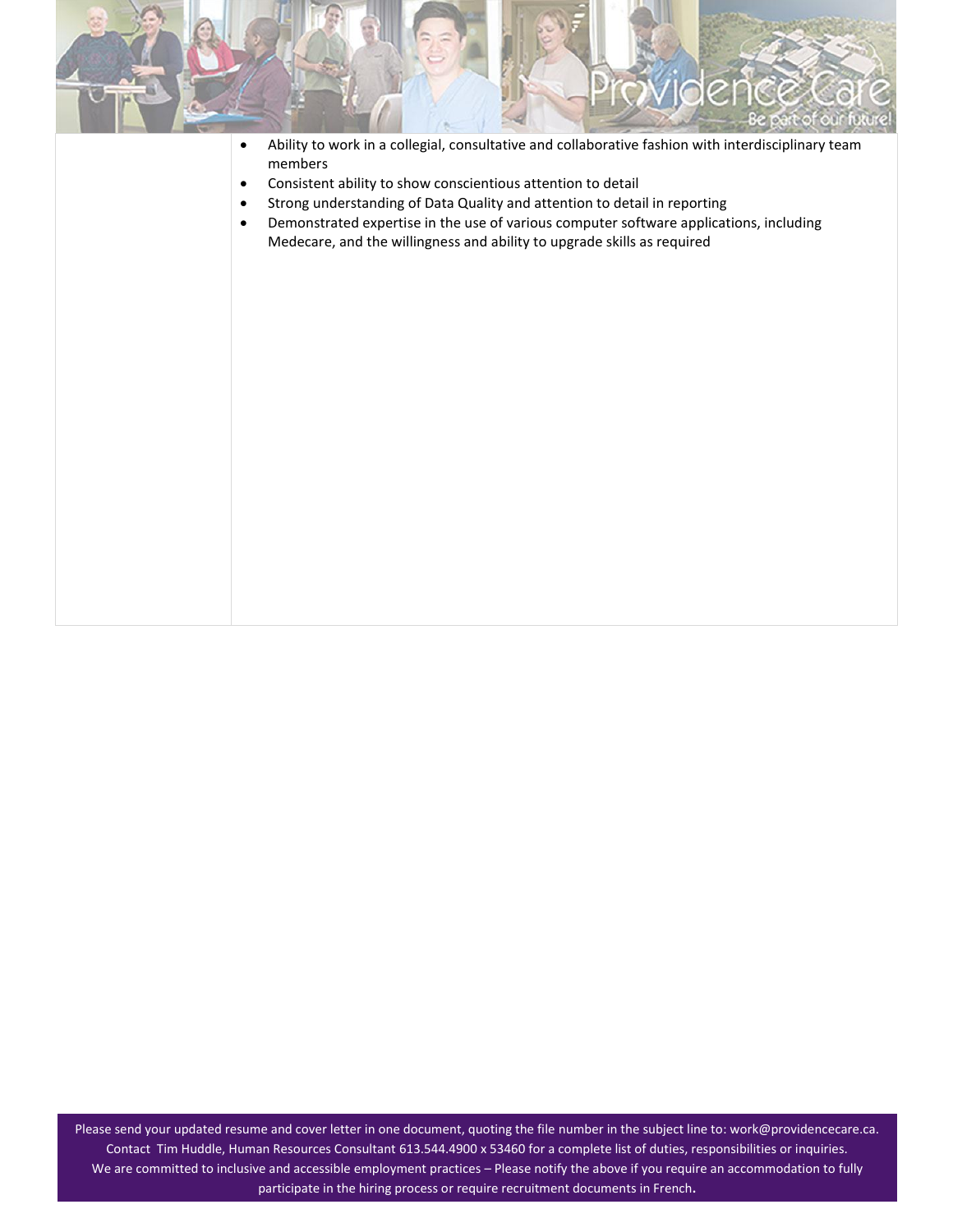- Ability to work in a collegial, consultative and collaborative fashion with interdisciplinary team members
- Consistent ability to show conscientious attention to detail
- Strong understanding of Data Quality and attention to detail in reporting
- Demonstrated expertise in the use of various computer software applications, including Medecare, and the willingness and ability to upgrade skills as required

Please send your updated resume and cover letter in one document, quoting the file number in the subject line to: work@providencecare.ca. Contact Tim Huddle, Human Resources Consultant 613.544.4900 x 53460 for a complete list of duties, responsibilities or inquiries. We are committed to inclusive and accessible employment practices – Please notify the above if you require an accommodation to fully participate in the hiring process or require recruitment documents in French.